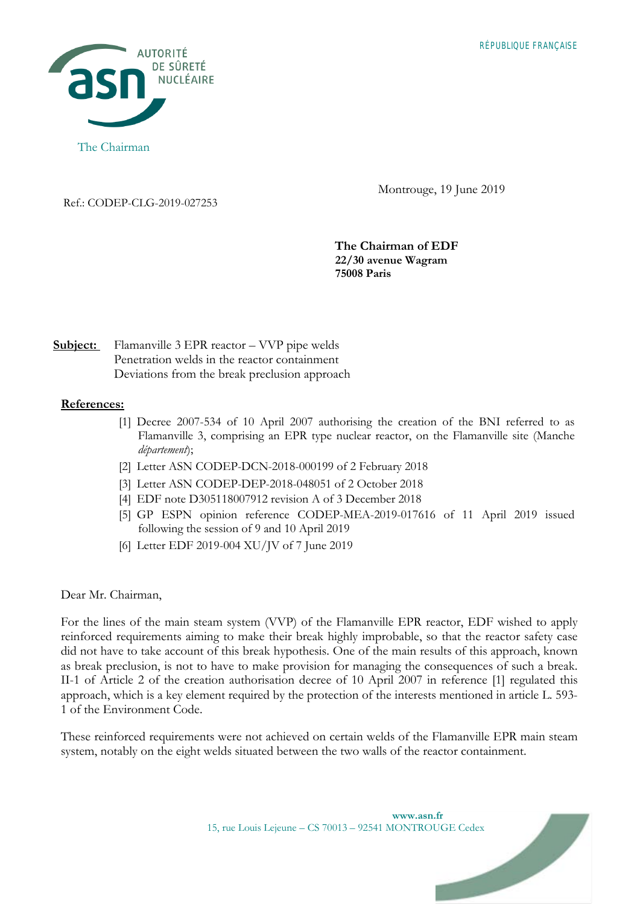AUTORITÉ DE SÛRETÉ NUCLÉAIRE

RÉPUBLIQUE FRANÇAISE

The Chairman

Montrouge, 19 June 2019

Ref.: CODEP-CLG-2019-027253

**The Chairman of EDF**
**22/30 avenue Wagram**
**75008 Paris**

**Subject:** Flamanville 3 EPR reactor – VVP pipe welds
Penetration welds in the reactor containment
Deviations from the break preclusion approach

**References:**

[1] Decree 2007-534 of 10 April 2007 authorising the creation of the BNI referred to as Flamanville 3, comprising an EPR type nuclear reactor, on the Flamanville site (Manche *département*);

[2] Letter ASN CODEP-DCN-2018-000199 of 2 February 2018

[3] Letter ASN CODEP-DEP-2018-048051 of 2 October 2018

[4] EDF note D305118007912 revision A of 3 December 2018

[5] GP ESPN opinion reference CODEP-MEA-2019-017616 of 11 April 2019 issued following the session of 9 and 10 April 2019

[6] Letter EDF 2019-004 XU/JV of 7 June 2019

Dear Mr. Chairman,

For the lines of the main steam system (VVP) of the Flamanville EPR reactor, EDF wished to apply reinforced requirements aiming to make their break highly improbable, so that the reactor safety case did not have to take account of this break hypothesis. One of the main results of this approach, known as break preclusion, is not to have to make provision for managing the consequences of such a break. II-1 of Article 2 of the creation authorisation decree of 10 April 2007 in reference [1] regulated this approach, which is a key element required by the protection of the interests mentioned in article L. 593-1 of the Environment Code.

These reinforced requirements were not achieved on certain welds of the Flamanville EPR main steam system, notably on the eight welds situated between the two walls of the reactor containment.

www.asn.fr
15, rue Louis Lejeune – CS 70013 – 92541 MONTROUGE Cedex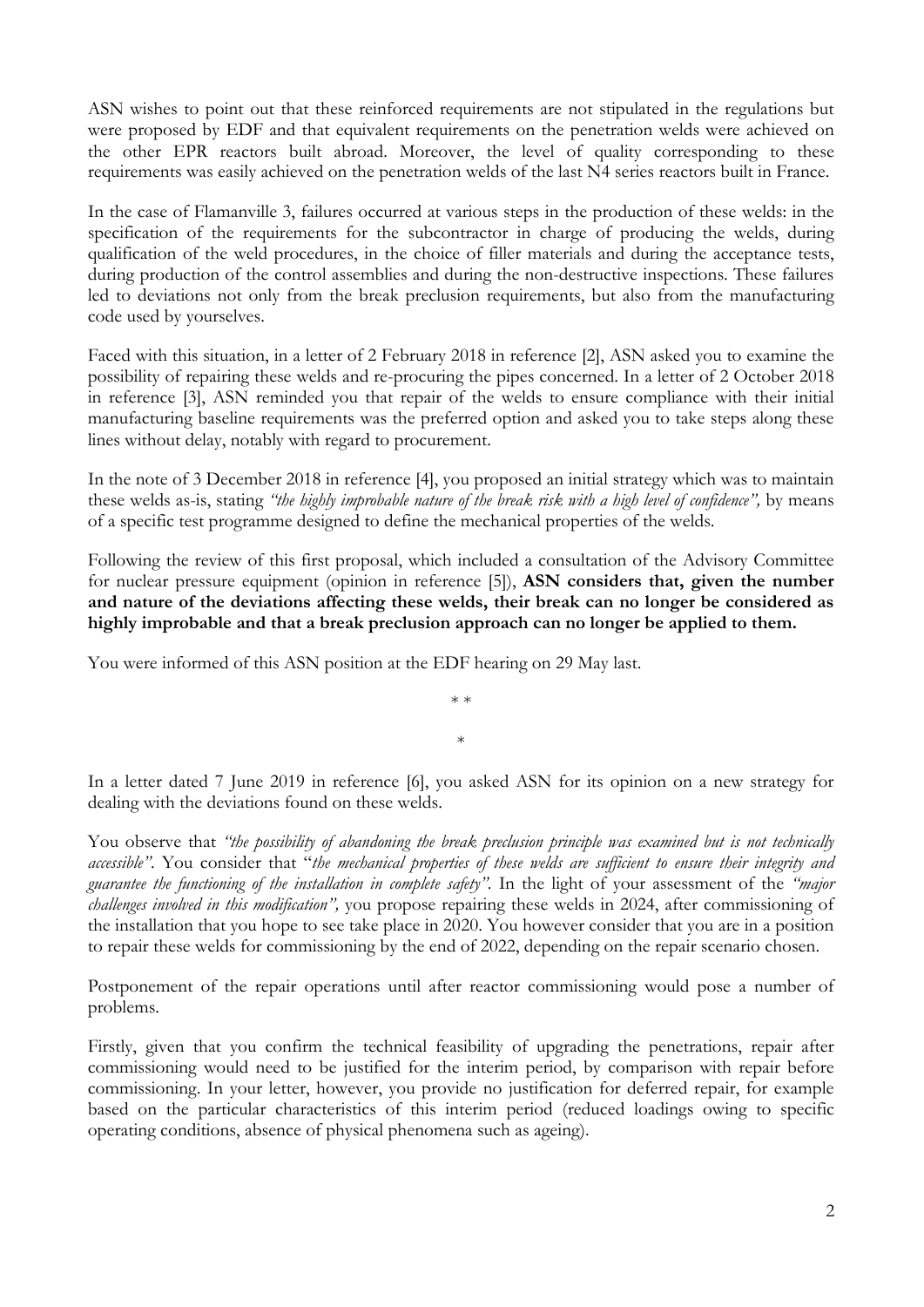ASN wishes to point out that these reinforced requirements are not stipulated in the regulations but were proposed by EDF and that equivalent requirements on the penetration welds were achieved on the other EPR reactors built abroad. Moreover, the level of quality corresponding to these requirements was easily achieved on the penetration welds of the last N4 series reactors built in France.

In the case of Flamanville 3, failures occurred at various steps in the production of these welds: in the specification of the requirements for the subcontractor in charge of producing the welds, during qualification of the weld procedures, in the choice of filler materials and during the acceptance tests, during production of the control assemblies and during the non-destructive inspections. These failures led to deviations not only from the break preclusion requirements, but also from the manufacturing code used by yourselves.

Faced with this situation, in a letter of 2 February 2018 in reference [2], ASN asked you to examine the possibility of repairing these welds and re-procuring the pipes concerned. In a letter of 2 October 2018 in reference [3], ASN reminded you that repair of the welds to ensure compliance with their initial manufacturing baseline requirements was the preferred option and asked you to take steps along these lines without delay, notably with regard to procurement.

In the note of 3 December 2018 in reference [4], you proposed an initial strategy which was to maintain these welds as-is, stating *"the highly improbable nature of the break risk with a high level of confidence",* by means of a specific test programme designed to define the mechanical properties of the welds.

Following the review of this first proposal, which included a consultation of the Advisory Committee for nuclear pressure equipment (opinion in reference [5]), **ASN considers that, given the number and nature of the deviations affecting these welds, their break can no longer be considered as highly improbable and that a break preclusion approach can no longer be applied to them.**

You were informed of this ASN position at the EDF hearing on 29 May last.

\* \*

\*

In a letter dated 7 June 2019 in reference [6], you asked ASN for its opinion on a new strategy for dealing with the deviations found on these welds.

You observe that *"the possibility of abandoning the break preclusion principle was examined but is not technically accessible".* You consider that "*the mechanical properties of these welds are sufficient to ensure their integrity and guarantee the functioning of the installation in complete safety".* In the light of your assessment of the *"major challenges involved in this modification",* you propose repairing these welds in 2024, after commissioning of the installation that you hope to see take place in 2020. You however consider that you are in a position to repair these welds for commissioning by the end of 2022, depending on the repair scenario chosen.

Postponement of the repair operations until after reactor commissioning would pose a number of problems.

Firstly, given that you confirm the technical feasibility of upgrading the penetrations, repair after commissioning would need to be justified for the interim period, by comparison with repair before commissioning. In your letter, however, you provide no justification for deferred repair, for example based on the particular characteristics of this interim period (reduced loadings owing to specific operating conditions, absence of physical phenomena such as ageing).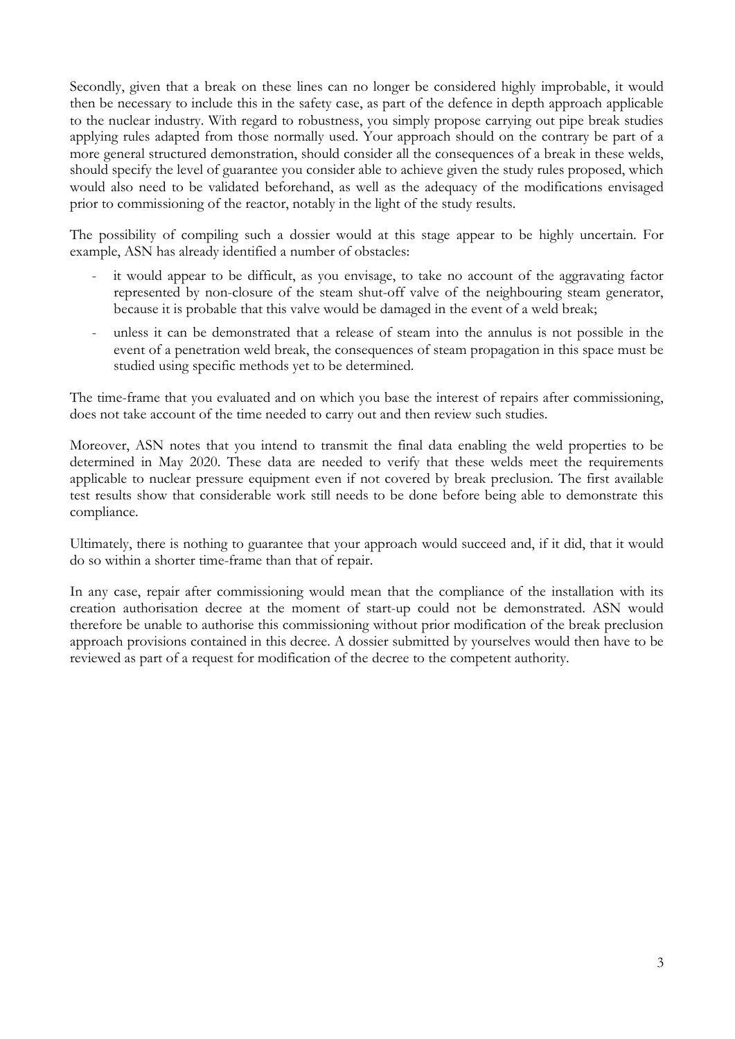Secondly, given that a break on these lines can no longer be considered highly improbable, it would then be necessary to include this in the safety case, as part of the defence in depth approach applicable to the nuclear industry. With regard to robustness, you simply propose carrying out pipe break studies applying rules adapted from those normally used. Your approach should on the contrary be part of a more general structured demonstration, should consider all the consequences of a break in these welds, should specify the level of guarantee you consider able to achieve given the study rules proposed, which would also need to be validated beforehand, as well as the adequacy of the modifications envisaged prior to commissioning of the reactor, notably in the light of the study results.

The possibility of compiling such a dossier would at this stage appear to be highly uncertain. For example, ASN has already identified a number of obstacles:

- it would appear to be difficult, as you envisage, to take no account of the aggravating factor represented by non-closure of the steam shut-off valve of the neighbouring steam generator, because it is probable that this valve would be damaged in the event of a weld break;
- unless it can be demonstrated that a release of steam into the annulus is not possible in the event of a penetration weld break, the consequences of steam propagation in this space must be studied using specific methods yet to be determined.

The time-frame that you evaluated and on which you base the interest of repairs after commissioning, does not take account of the time needed to carry out and then review such studies.

Moreover, ASN notes that you intend to transmit the final data enabling the weld properties to be determined in May 2020. These data are needed to verify that these welds meet the requirements applicable to nuclear pressure equipment even if not covered by break preclusion. The first available test results show that considerable work still needs to be done before being able to demonstrate this compliance.

Ultimately, there is nothing to guarantee that your approach would succeed and, if it did, that it would do so within a shorter time-frame than that of repair.

In any case, repair after commissioning would mean that the compliance of the installation with its creation authorisation decree at the moment of start-up could not be demonstrated. ASN would therefore be unable to authorise this commissioning without prior modification of the break preclusion approach provisions contained in this decree. A dossier submitted by yourselves would then have to be reviewed as part of a request for modification of the decree to the competent authority.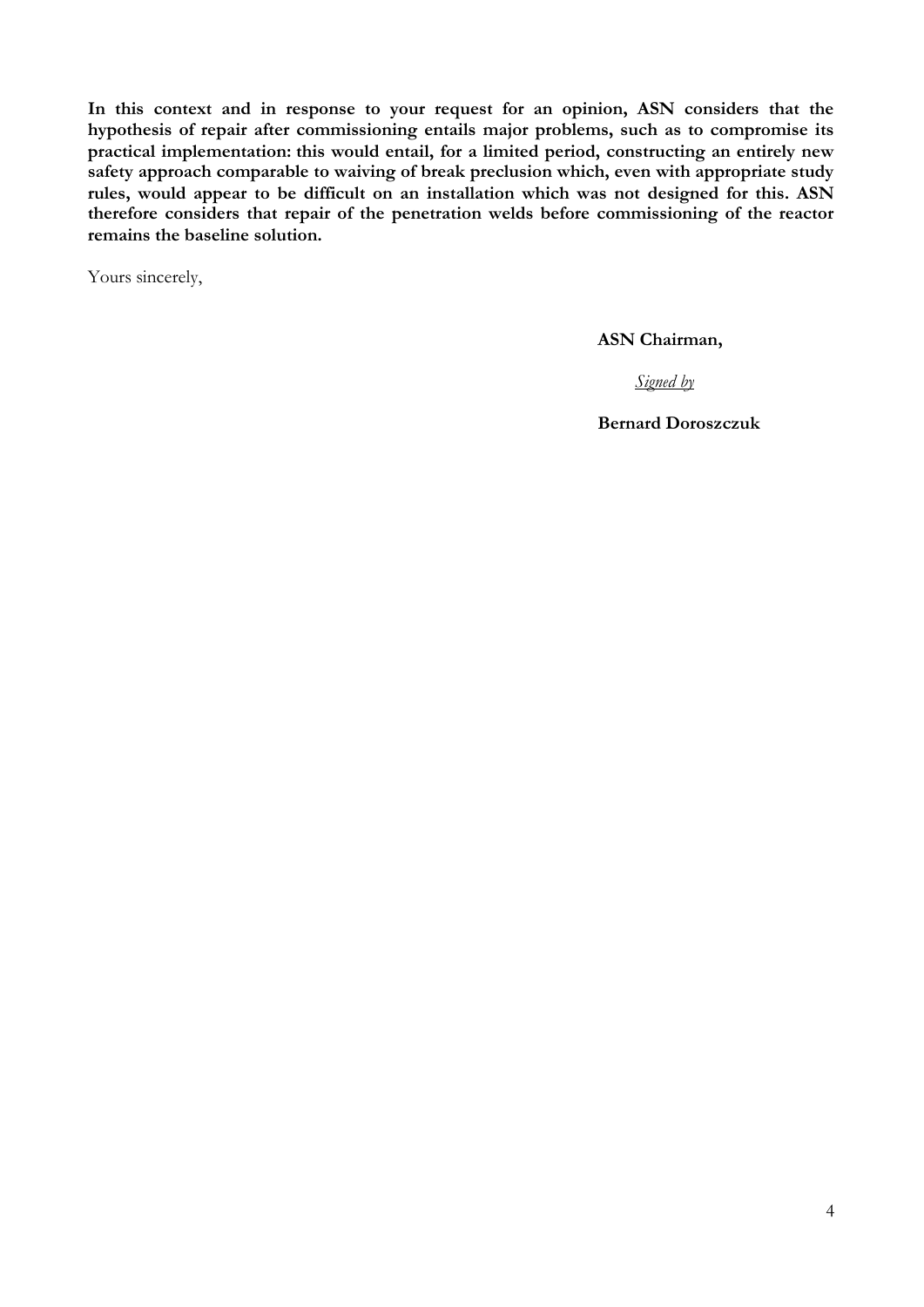**In this context and in response to your request for an opinion, ASN considers that the hypothesis of repair after commissioning entails major problems, such as to compromise its practical implementation: this would entail, for a limited period, constructing an entirely new safety approach comparable to waiving of break preclusion which, even with appropriate study rules, would appear to be difficult on an installation which was not designed for this. ASN therefore considers that repair of the penetration welds before commissioning of the reactor remains the baseline solution.**

Yours sincerely,

**ASN Chairman,**

*Signed by*

**Bernard Doroszczuk**